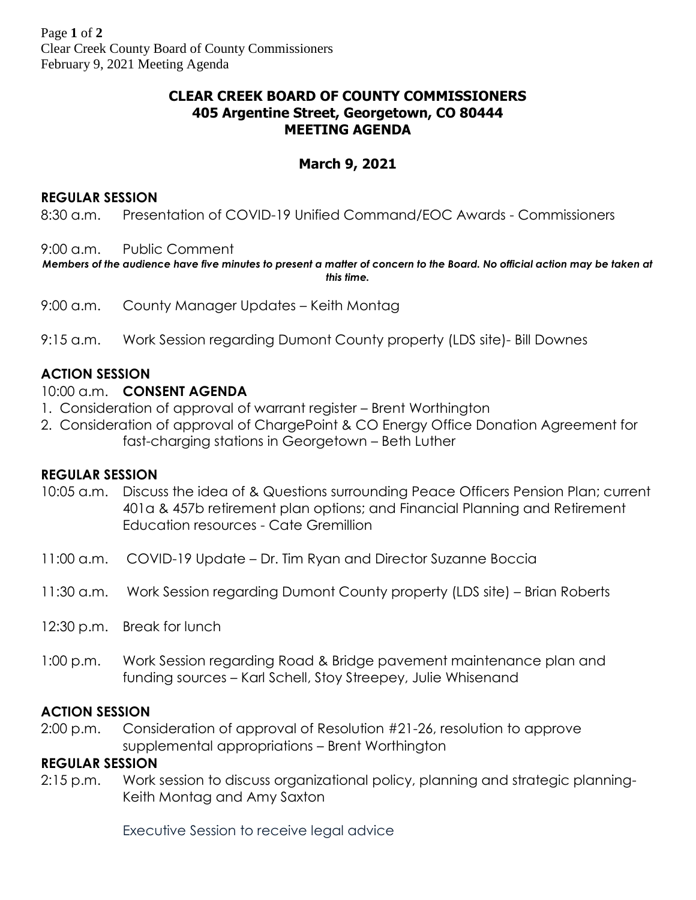# CLEAR CREEK BOARD OF COUNTY COMMISSIONERS
## 405 Argentine Street, Georgetown, CO 80444
## MEETING AGENDA

### March 9, 2021

**REGULAR SESSION**

8:30 a.m. Presentation of COVID-19 Unified Command/EOC Awards - Commissioners

9:00 a.m. Public Comment

***Members of the audience have five minutes to present a matter of concern to the Board. No official action may be taken at this time.***

9:00 a.m. County Manager Updates – Keith Montag

9:15 a.m. Work Session regarding Dumont County property (LDS site)- Bill Downes

**ACTION SESSION**

10:00 a.m. **CONSENT AGENDA**

1. Consideration of approval of warrant register – Brent Worthington
2. Consideration of approval of ChargePoint & CO Energy Office Donation Agreement for fast-charging stations in Georgetown – Beth Luther

**REGULAR SESSION**

10:05 a.m. Discuss the idea of & Questions surrounding Peace Officers Pension Plan; current 401a & 457b retirement plan options; and Financial Planning and Retirement Education resources - Cate Gremillion

11:00 a.m. COVID-19 Update – Dr. Tim Ryan and Director Suzanne Boccia

11:30 a.m. Work Session regarding Dumont County property (LDS site) – Brian Roberts

12:30 p.m. Break for lunch

1:00 p.m. Work Session regarding Road & Bridge pavement maintenance plan and funding sources – Karl Schell, Stoy Streepey, Julie Whisenand

**ACTION SESSION**

2:00 p.m. Consideration of approval of Resolution #21-26, resolution to approve supplemental appropriations – Brent Worthington

**REGULAR SESSION**

2:15 p.m. Work session to discuss organizational policy, planning and strategic planning- Keith Montag and Amy Saxton

Executive Session to receive legal advice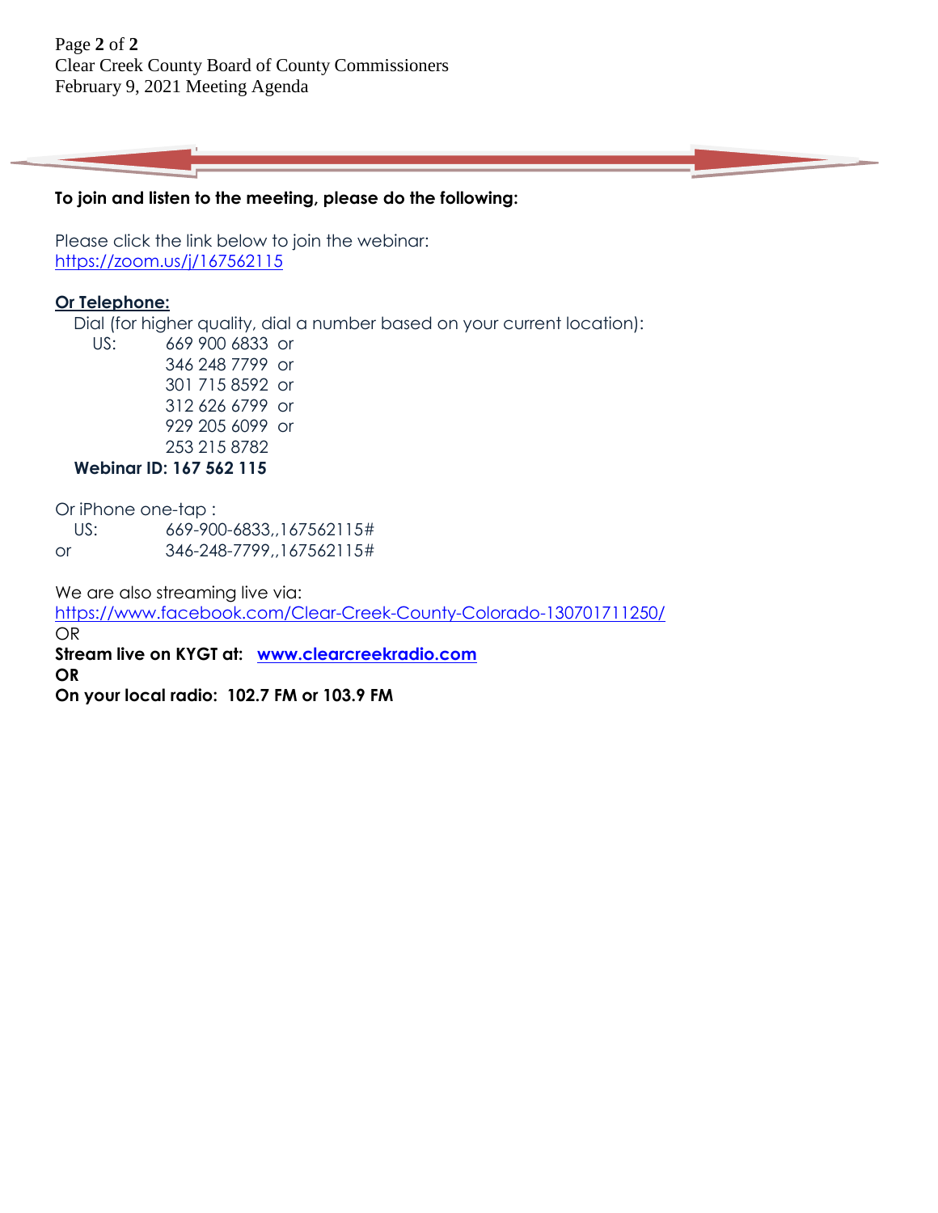**To join and listen to the meeting, please do the following:**

Please click the link below to join the webinar:
https://zoom.us/j/167562115

**Or Telephone:**

Dial (for higher quality, dial a number based on your current location):

US: 669 900 6833 or
346 248 7799 or
301 715 8592 or
312 626 6799 or
929 205 6099 or
253 215 8782

**Webinar ID: 167 562 115**

Or iPhone one-tap :

US: 669-900-6833,,167562115#
or 346-248-7799,,167562115#

We are also streaming live via:
https://www.facebook.com/Clear-Creek-County-Colorado-130701711250/
OR
**Stream live on KYGT at: www.clearcreekradio.com**
**OR**
**On your local radio: 102.7 FM or 103.9 FM**